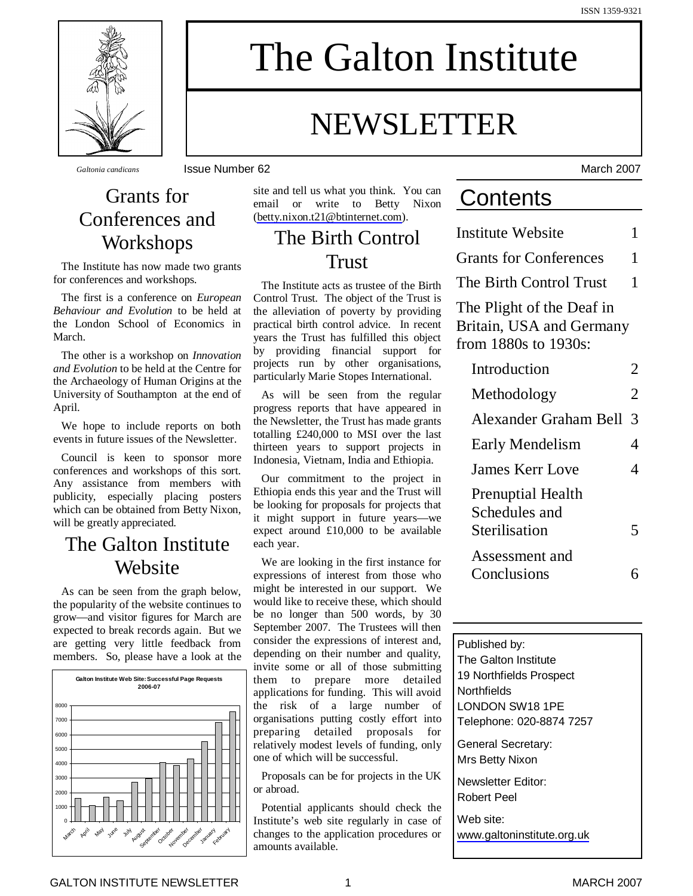ISSN 1359-9321

# The Galton Institute

# NEWSLETTER

*Galtonia candicans*

Issue Number 62 — March 2007

## Contents

| | |
|---|---|
| Institute Website | 1 |
| Grants for Conferences | 1 |
| The Birth Control Trust | 1 |
| The Plight of the Deaf in Britain, USA and Germany from 1880s to 1930s: | |
| Introduction | 2 |
| Methodology | 2 |
| Alexander Graham Bell | 3 |
| Early Mendelism | 4 |
| James Kerr Love | 4 |
| Prenuptial Health Schedules and Sterilisation | 5 |
| Assessment and Conclusions | 6 |

Published by:
The Galton Institute
19 Northfields Prospect
Northfields
LONDON SW18 1PE
Telephone: 020-8874 7257

General Secretary:
Mrs Betty Nixon

Newsletter Editor:
Robert Peel

Web site:
www.galtoninstitute.org.uk

## Grants for Conferences and Workshops

The Institute has now made two grants for conferences and workshops.

The first is a conference on *European Behaviour and Evolution* to be held at the London School of Economics in March.

The other is a workshop on *Innovation and Evolution* to be held at the Centre for the Archaeology of Human Origins at the University of Southampton at the end of April.

We hope to include reports on both events in future issues of the Newsletter.

Council is keen to sponsor more conferences and workshops of this sort. Any assistance from members with publicity, especially placing posters which can be obtained from Betty Nixon, will be greatly appreciated.

## The Galton Institute Website

As can be seen from the graph below, the popularity of the website continues to grow—and visitor figures for March are expected to break records again. But we are getting very little feedback from members. So, please have a look at the site and tell us what you think. You can email or write to Betty Nixon (betty.nixon.t21@btinternet.com).

**Galton Institute Web Site: Successful Page Requests 2006-07**

## The Birth Control Trust

The Institute acts as trustee of the Birth Control Trust. The object of the Trust is the alleviation of poverty by providing practical birth control advice. In recent years the Trust has fulfilled this object by providing financial support for projects run by other organisations, particularly Marie Stopes International.

As will be seen from the regular progress reports that have appeared in the Newsletter, the Trust has made grants totalling £240,000 to MSI over the last thirteen years to support projects in Indonesia, Vietnam, India and Ethiopia.

Our commitment to the project in Ethiopia ends this year and the Trust will be looking for proposals for projects that it might support in future years—we expect around £10,000 to be available each year.

We are looking in the first instance for expressions of interest from those who might be interested in our support. We would like to receive these, which should be no longer than 500 words, by 30 September 2007. The Trustees will then consider the expressions of interest and, depending on their number and quality, invite some or all of those submitting them to prepare more detailed applications for funding. This will avoid the risk of a large number of organisations putting costly effort into preparing detailed proposals for relatively modest levels of funding, only one of which will be successful.

Proposals can be for projects in the UK or abroad.

Potential applicants should check the Institute's web site regularly in case of changes to the application procedures or amounts available.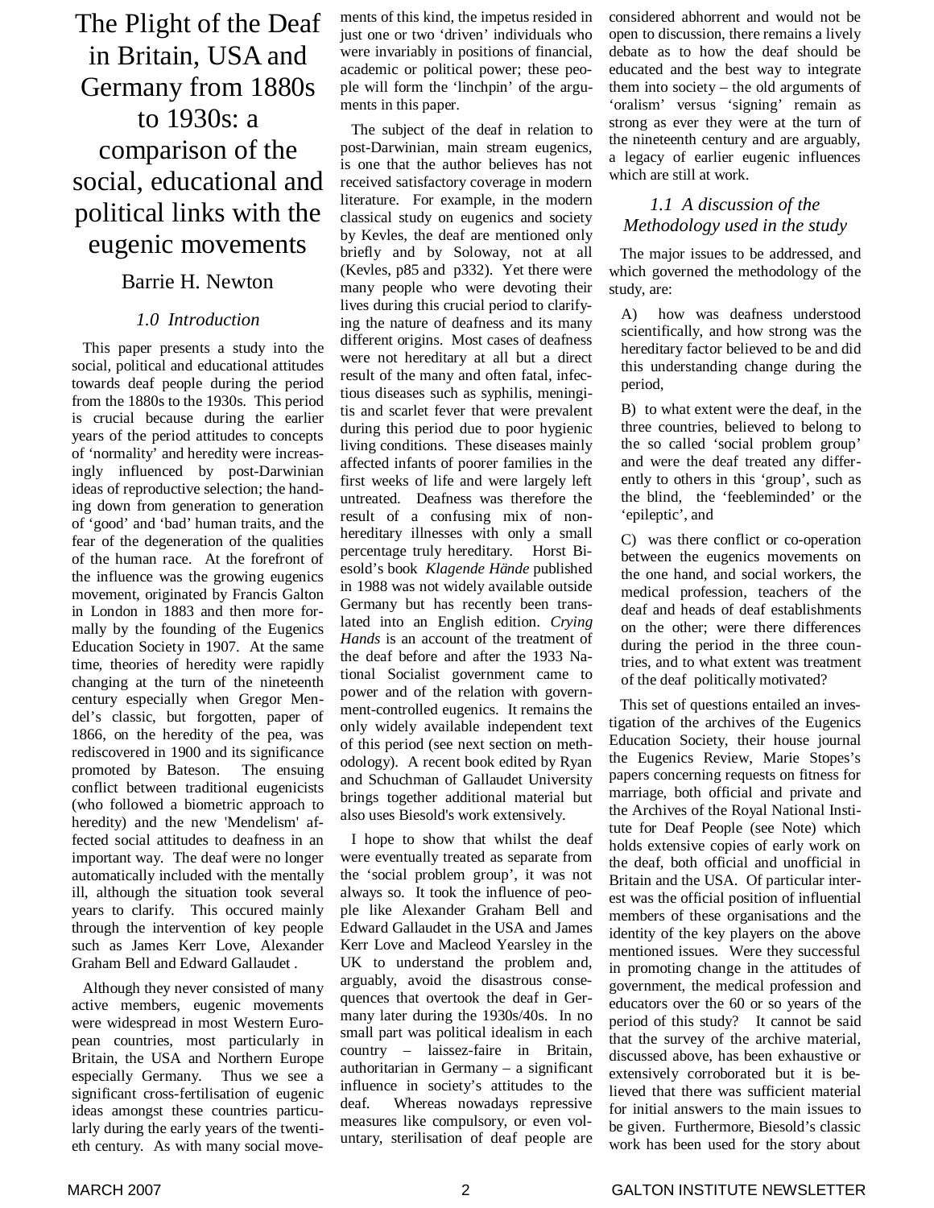# The Plight of the Deaf in Britain, USA and Germany from 1880s to 1930s: a comparison of the social, educational and political links with the eugenic movements

Barrie H. Newton

## *1.0 Introduction*

This paper presents a study into the social, political and educational attitudes towards deaf people during the period from the 1880s to the 1930s. This period is crucial because during the earlier years of the period attitudes to concepts of 'normality' and heredity were increasingly influenced by post-Darwinian ideas of reproductive selection; the handing down from generation to generation of 'good' and 'bad' human traits, and the fear of the degeneration of the qualities of the human race. At the forefront of the influence was the growing eugenics movement, originated by Francis Galton in London in 1883 and then more formally by the founding of the Eugenics Education Society in 1907. At the same time, theories of heredity were rapidly changing at the turn of the nineteenth century especially when Gregor Mendel's classic, but forgotten, paper of 1866, on the heredity of the pea, was rediscovered in 1900 and its significance promoted by Bateson. The ensuing conflict between traditional eugenicists (who followed a biometric approach to heredity) and the new 'Mendelism' affected social attitudes to deafness in an important way. The deaf were no longer automatically included with the mentally ill, although the situation took several years to clarify. This occured mainly through the intervention of key people such as James Kerr Love, Alexander Graham Bell and Edward Gallaudet .

Although they never consisted of many active members, eugenic movements were widespread in most Western European countries, most particularly in Britain, the USA and Northern Europe especially Germany. Thus we see a significant cross-fertilisation of eugenic ideas amongst these countries particularly during the early years of the twentieth century. As with many social movements of this kind, the impetus resided in just one or two 'driven' individuals who were invariably in positions of financial, academic or political power; these people will form the 'linchpin' of the arguments in this paper.

The subject of the deaf in relation to post-Darwinian, main stream eugenics, is one that the author believes has not received satisfactory coverage in modern literature. For example, in the modern classical study on eugenics and society by Kevles, the deaf are mentioned only briefly and by Soloway, not at all (Kevles, p85 and p332). Yet there were many people who were devoting their lives during this crucial period to clarifying the nature of deafness and its many different origins. Most cases of deafness were not hereditary at all but a direct result of the many and often fatal, infectious diseases such as syphilis, meningitis and scarlet fever that were prevalent during this period due to poor hygienic living conditions. These diseases mainly affected infants of poorer families in the first weeks of life and were largely left untreated. Deafness was therefore the result of a confusing mix of non-hereditary illnesses with only a small percentage truly hereditary. Horst Biesold's book *Klagende Hände* published in 1988 was not widely available outside Germany but has recently been translated into an English edition. *Crying Hands* is an account of the treatment of the deaf before and after the 1933 National Socialist government came to power and of the relation with government-controlled eugenics. It remains the only widely available independent text of this period (see next section on methodology). A recent book edited by Ryan and Schuchman of Gallaudet University brings together additional material but also uses Biesold's work extensively.

I hope to show that whilst the deaf were eventually treated as separate from the 'social problem group', it was not always so. It took the influence of people like Alexander Graham Bell and Edward Gallaudet in the USA and James Kerr Love and Macleod Yearsley in the UK to understand the problem and, arguably, avoid the disastrous consequences that overtook the deaf in Germany later during the 1930s/40s. In no small part was political idealism in each country – laissez-faire in Britain, authoritarian in Germany – a significant influence in society's attitudes to the deaf. Whereas nowadays repressive measures like compulsory, or even voluntary, sterilisation of deaf people are considered abhorrent and would not be open to discussion, there remains a lively debate as to how the deaf should be educated and the best way to integrate them into society – the old arguments of 'oralism' versus 'signing' remain as strong as ever they were at the turn of the nineteenth century and are arguably, a legacy of earlier eugenic influences which are still at work.

### *1.1 A discussion of the Methodology used in the study*

The major issues to be addressed, and which governed the methodology of the study, are:

A) how was deafness understood scientifically, and how strong was the hereditary factor believed to be and did this understanding change during the period,

B) to what extent were the deaf, in the three countries, believed to belong to the so called 'social problem group' and were the deaf treated any differently to others in this 'group', such as the blind, the 'feebleminded' or the 'epileptic', and

C) was there conflict or co-operation between the eugenics movements on the one hand, and social workers, the medical profession, teachers of the deaf and heads of deaf establishments on the other; were there differences during the period in the three countries, and to what extent was treatment of the deaf politically motivated?

This set of questions entailed an investigation of the archives of the Eugenics Education Society, their house journal the Eugenics Review, Marie Stopes's papers concerning requests on fitness for marriage, both official and private and the Archives of the Royal National Institute for Deaf People (see Note) which holds extensive copies of early work on the deaf, both official and unofficial in Britain and the USA. Of particular interest was the official position of influential members of these organisations and the identity of the key players on the above mentioned issues. Were they successful in promoting change in the attitudes of government, the medical profession and educators over the 60 or so years of the period of this study? It cannot be said that the survey of the archive material, discussed above, has been exhaustive or extensively corroborated but it is believed that there was sufficient material for initial answers to the main issues to be given. Furthermore, Biesold's classic work has been used for the story about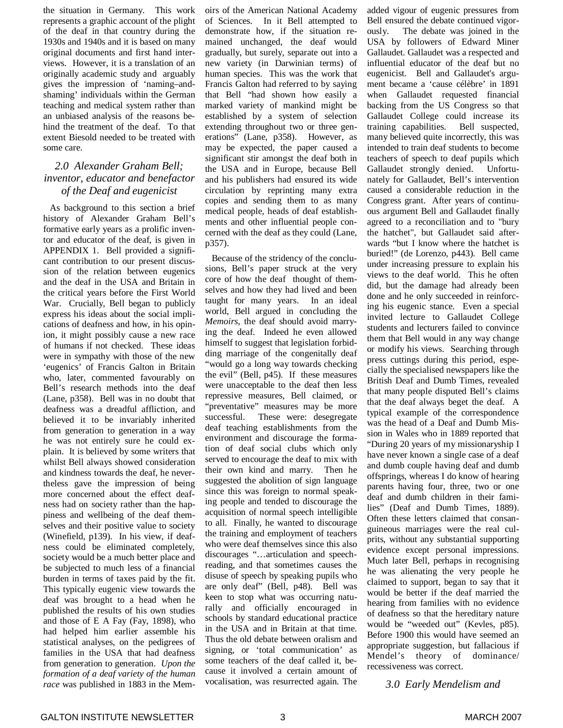the situation in Germany. This work represents a graphic account of the plight of the deaf in that country during the 1930s and 1940s and it is based on many original documents and first hand interviews. However, it is a translation of an originally academic study and arguably gives the impression of 'naming–and-shaming' individuals within the German teaching and medical system rather than an unbiased analysis of the reasons behind the treatment of the deaf. To that extent Biesold needed to be treated with some care.

## *2.0 Alexander Graham Bell; inventor, educator and benefactor of the Deaf and eugenicist*

As background to this section a brief history of Alexander Graham Bell's formative early years as a prolific inventor and educator of the deaf, is given in APPENDIX 1. Bell provided a significant contribution to our present discussion of the relation between eugenics and the deaf in the USA and Britain in the critical years before the First World War. Crucially, Bell began to publicly express his ideas about the social implications of deafness and how, in his opinion, it might possibly cause a new race of humans if not checked. These ideas were in sympathy with those of the new 'eugenics' of Francis Galton in Britain who, later, commented favourably on Bell's research methods into the deaf (Lane, p358). Bell was in no doubt that deafness was a dreadful affliction, and believed it to be invariably inherited from generation to generation in a way he was not entirely sure he could explain. It is believed by some writers that whilst Bell always showed consideration and kindness towards the deaf, he nevertheless gave the impression of being more concerned about the effect deafness had on society rather than the happiness and wellbeing of the deaf themselves and their positive value to society (Winefield, p139). In his view, if deafness could be eliminated completely, society would be a much better place and be subjected to much less of a financial burden in terms of taxes paid by the fit. This typically eugenic view towards the deaf was brought to a head when he published the results of his own studies and those of E A Fay (Fay, 1898), who had helped him earlier assemble his statistical analyses, on the pedigrees of families in the USA that had deafness from generation to generation. *Upon the formation of a deaf variety of the human race* was published in 1883 in the Memoirs of the American National Academy of Sciences. In it Bell attempted to demonstrate how, if the situation remained unchanged, the deaf would gradually, but surely, separate out into a new variety (in Darwinian terms) of human species. This was the work that Francis Galton had referred to by saying that Bell "had shown how easily a marked variety of mankind might be established by a system of selection extending throughout two or three generations" (Lane, p358). However, as may be expected, the paper caused a significant stir amongst the deaf both in the USA and in Europe, because Bell and his publishers had ensured its wide circulation by reprinting many extra copies and sending them to as many medical people, heads of deaf establishments and other influential people concerned with the deaf as they could (Lane, p357).

Because of the stridency of the conclusions, Bell's paper struck at the very core of how the deaf thought of themselves and how they had lived and been taught for many years. In an ideal world, Bell argued in concluding the *Memoirs*, the deaf should avoid marrying the deaf. Indeed he even allowed himself to suggest that legislation forbidding marriage of the congenitally deaf "would go a long way towards checking the evil" (Bell, p45). If these measures were unacceptable to the deaf then less repressive measures, Bell claimed, or "preventative" measures may be more successful. These were: desegregate deaf teaching establishments from the environment and discourage the formation of deaf social clubs which only served to encourage the deaf to mix with their own kind and marry. Then he suggested the abolition of sign language since this was foreign to normal speaking people and tended to discourage the acquisition of normal speech intelligible to all. Finally, he wanted to discourage the training and employment of teachers who were deaf themselves since this also discourages "…articulation and speech-reading, and that sometimes causes the disuse of speech by speaking pupils who are only deaf" (Bell, p48). Bell was keen to stop what was occurring naturally and officially encouraged in schools by standard educational practice in the USA and in Britain at that time. Thus the old debate between oralism and signing, or 'total communication' as some teachers of the deaf called it, because it involved a certain amount of vocalisation, was resurrected again. The added vigour of eugenic pressures from Bell ensured the debate continued vigorously. The debate was joined in the USA by followers of Edward Miner Gallaudet. Gallaudet was a respected and influential educator of the deaf but no eugenicist. Bell and Gallaudet's argument became a 'cause célèbre' in 1891 when Gallaudet requested financial backing from the US Congress so that Gallaudet College could increase its training capabilities. Bell suspected, many believed quite incorrectly, this was intended to train deaf students to become teachers of speech to deaf pupils which Gallaudet strongly denied. Unfortunately for Gallaudet, Bell's intervention caused a considerable reduction in the Congress grant. After years of continuous argument Bell and Gallaudet finally agreed to a reconciliation and to "bury the hatchet", but Gallaudet said afterwards "but I know where the hatchet is buried!" (de Lorenzo, p443). Bell came under increasing pressure to explain his views to the deaf world. This he often did, but the damage had already been done and he only succeeded in reinforcing his eugenic stance. Even a special invited lecture to Gallaudet College students and lecturers failed to convince them that Bell would in any way change or modify his views. Searching through press cuttings during this period, especially the specialised newspapers like the British Deaf and Dumb Times, revealed that many people disputed Bell's claims that the deaf always beget the deaf. A typical example of the correspondence was the head of a Deaf and Dumb Mission in Wales who in 1889 reported that "During 20 years of my missionaryship I have never known a single case of a deaf and dumb couple having deaf and dumb offsprings, whereas I do know of hearing parents having four, three, two or one deaf and dumb children in their families" (Deaf and Dumb Times, 1889). Often these letters claimed that consanguineous marriages were the real culprits, without any substantial supporting evidence except personal impressions. Much later Bell, perhaps in recognising he was alienating the very people he claimed to support, began to say that it would be better if the deaf married the hearing from families with no evidence of deafness so that the hereditary nature would be "weeded out" (Kevles, p85). Before 1900 this would have seemed an appropriate suggestion, but fallacious if Mendel's theory of dominance/ recessiveness was correct.

## *3.0 Early Mendelism and*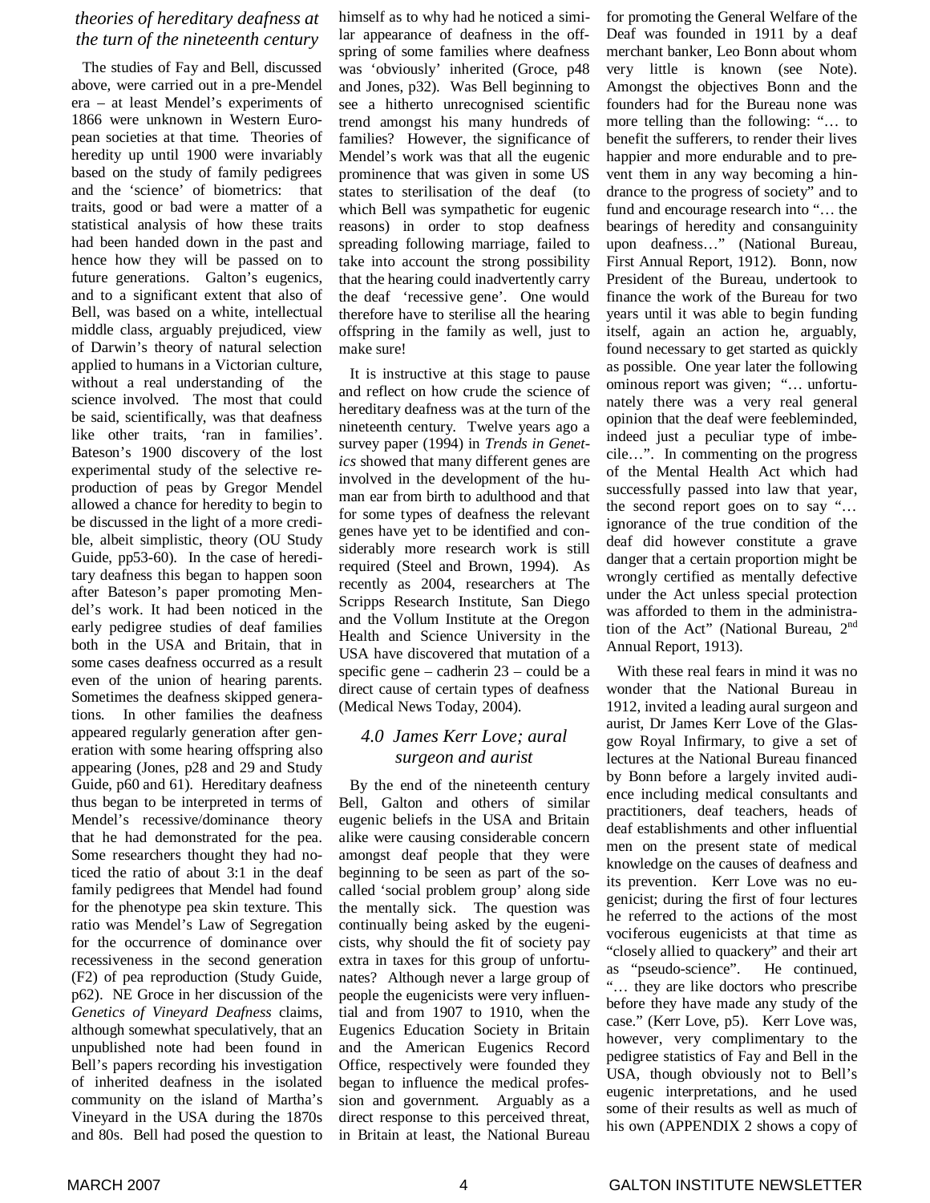### theories of hereditary deafness at the turn of the nineteenth century

The studies of Fay and Bell, discussed above, were carried out in a pre-Mendel era – at least Mendel's experiments of 1866 were unknown in Western European societies at that time. Theories of heredity up until 1900 were invariably based on the study of family pedigrees and the 'science' of biometrics: that traits, good or bad were a matter of a statistical analysis of how these traits had been handed down in the past and hence how they will be passed on to future generations. Galton's eugenics, and to a significant extent that also of Bell, was based on a white, intellectual middle class, arguably prejudiced, view of Darwin's theory of natural selection applied to humans in a Victorian culture, without a real understanding of the science involved. The most that could be said, scientifically, was that deafness like other traits, 'ran in families'. Bateson's 1900 discovery of the lost experimental study of the selective reproduction of peas by Gregor Mendel allowed a chance for heredity to begin to be discussed in the light of a more credible, albeit simplistic, theory (OU Study Guide, pp53-60). In the case of hereditary deafness this began to happen soon after Bateson's paper promoting Mendel's work. It had been noticed in the early pedigree studies of deaf families both in the USA and Britain, that in some cases deafness occurred as a result even of the union of hearing parents. Sometimes the deafness skipped generations. In other families the deafness appeared regularly generation after generation with some hearing offspring also appearing (Jones, p28 and 29 and Study Guide, p60 and 61). Hereditary deafness thus began to be interpreted in terms of Mendel's recessive/dominance theory that he had demonstrated for the pea. Some researchers thought they had noticed the ratio of about 3:1 in the deaf family pedigrees that Mendel had found for the phenotype pea skin texture. This ratio was Mendel's Law of Segregation for the occurrence of dominance over recessiveness in the second generation (F2) of pea reproduction (Study Guide, p62). NE Groce in her discussion of the *Genetics of Vineyard Deafness* claims, although somewhat speculatively, that an unpublished note had been found in Bell's papers recording his investigation of inherited deafness in the isolated community on the island of Martha's Vineyard in the USA during the 1870s and 80s. Bell had posed the question to himself as to why had he noticed a similar appearance of deafness in the offspring of some families where deafness was 'obviously' inherited (Groce, p48 and Jones, p32). Was Bell beginning to see a hitherto unrecognised scientific trend amongst his many hundreds of families? However, the significance of Mendel's work was that all the eugenic prominence that was given in some US states to sterilisation of the deaf (to which Bell was sympathetic for eugenic reasons) in order to stop deafness spreading following marriage, failed to take into account the strong possibility that the hearing could inadvertently carry the deaf 'recessive gene'. One would therefore have to sterilise all the hearing offspring in the family as well, just to make sure!

It is instructive at this stage to pause and reflect on how crude the science of hereditary deafness was at the turn of the nineteenth century. Twelve years ago a survey paper (1994) in *Trends in Genetics* showed that many different genes are involved in the development of the human ear from birth to adulthood and that for some types of deafness the relevant genes have yet to be identified and considerably more research work is still required (Steel and Brown, 1994). As recently as 2004, researchers at The Scripps Research Institute, San Diego and the Vollum Institute at the Oregon Health and Science University in the USA have discovered that mutation of a specific gene – cadherin 23 – could be a direct cause of certain types of deafness (Medical News Today, 2004).

### 4.0 James Kerr Love; aural surgeon and aurist

By the end of the nineteenth century Bell, Galton and others of similar eugenic beliefs in the USA and Britain alike were causing considerable concern amongst deaf people that they were beginning to be seen as part of the so-called 'social problem group' along side the mentally sick. The question was continually being asked by the eugenicists, why should the fit of society pay extra in taxes for this group of unfortunates? Although never a large group of people the eugenicists were very influential and from 1907 to 1910, when the Eugenics Education Society in Britain and the American Eugenics Record Office, respectively were founded they began to influence the medical profession and government. Arguably as a direct response to this perceived threat, in Britain at least, the National Bureau for promoting the General Welfare of the Deaf was founded in 1911 by a deaf merchant banker, Leo Bonn about whom very little is known (see Note). Amongst the objectives Bonn and the founders had for the Bureau none was more telling than the following: "… to benefit the sufferers, to render their lives happier and more endurable and to prevent them in any way becoming a hindrance to the progress of society" and to fund and encourage research into "… the bearings of heredity and consanguinity upon deafness…" (National Bureau, First Annual Report, 1912). Bonn, now President of the Bureau, undertook to finance the work of the Bureau for two years until it was able to begin funding itself, again an action he, arguably, found necessary to get started as quickly as possible. One year later the following ominous report was given; "… unfortunately there was a very real general opinion that the deaf were feebleminded, indeed just a peculiar type of imbecile…". In commenting on the progress of the Mental Health Act which had successfully passed into law that year, the second report goes on to say "… ignorance of the true condition of the deaf did however constitute a grave danger that a certain proportion might be wrongly certified as mentally defective under the Act unless special protection was afforded to them in the administration of the Act" (National Bureau, 2nd Annual Report, 1913).

With these real fears in mind it was no wonder that the National Bureau in 1912, invited a leading aural surgeon and aurist, Dr James Kerr Love of the Glasgow Royal Infirmary, to give a set of lectures at the National Bureau financed by Bonn before a largely invited audience including medical consultants and practitioners, deaf teachers, heads of deaf establishments and other influential men on the present state of medical knowledge on the causes of deafness and its prevention. Kerr Love was no eugenicist; during the first of four lectures he referred to the actions of the most vociferous eugenicists at that time as "closely allied to quackery" and their art as "pseudo-science". He continued, "… they are like doctors who prescribe before they have made any study of the case." (Kerr Love, p5). Kerr Love was, however, very complimentary to the pedigree statistics of Fay and Bell in the USA, though obviously not to Bell's eugenic interpretations, and he used some of their results as well as much of his own (APPENDIX 2 shows a copy of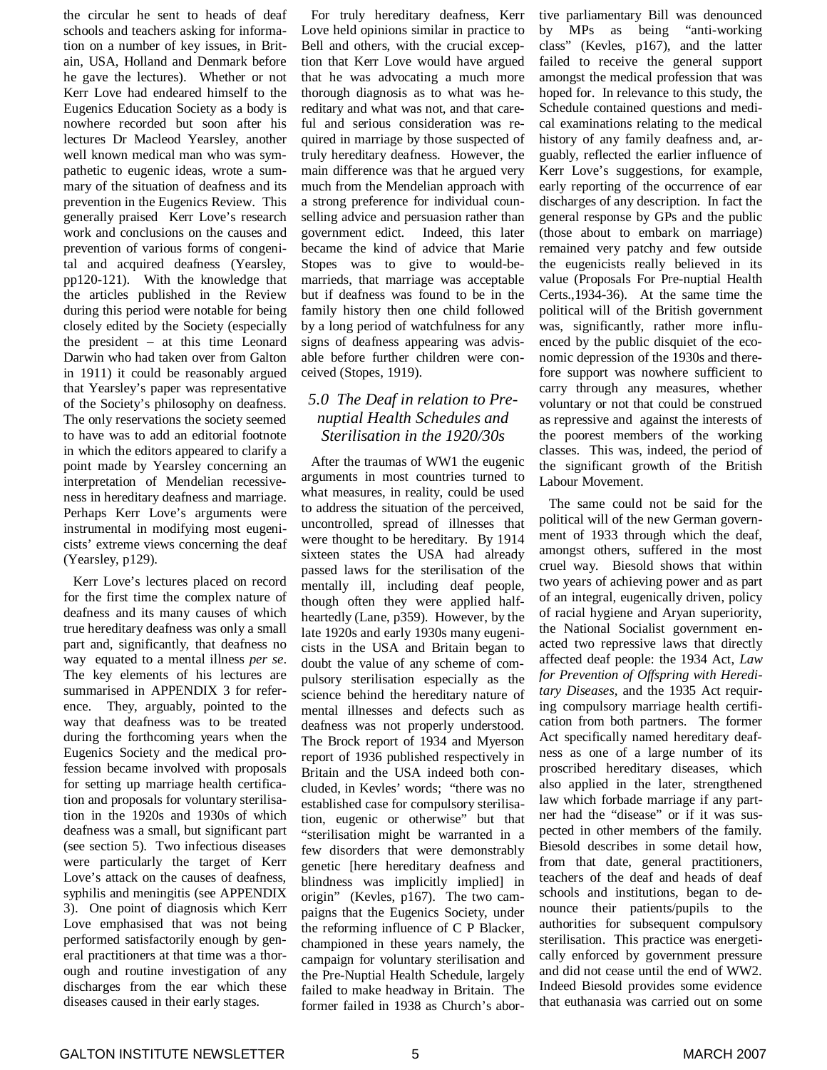the circular he sent to heads of deaf schools and teachers asking for information on a number of key issues, in Britain, USA, Holland and Denmark before he gave the lectures). Whether or not Kerr Love had endeared himself to the Eugenics Education Society as a body is nowhere recorded but soon after his lectures Dr Macleod Yearsley, another well known medical man who was sympathetic to eugenic ideas, wrote a summary of the situation of deafness and its prevention in the Eugenics Review. This generally praised Kerr Love's research work and conclusions on the causes and prevention of various forms of congenital and acquired deafness (Yearsley, pp120-121). With the knowledge that the articles published in the Review during this period were notable for being closely edited by the Society (especially the president – at this time Leonard Darwin who had taken over from Galton in 1911) it could be reasonably argued that Yearsley's paper was representative of the Society's philosophy on deafness. The only reservations the society seemed to have was to add an editorial footnote in which the editors appeared to clarify a point made by Yearsley concerning an interpretation of Mendelian recessiveness in hereditary deafness and marriage. Perhaps Kerr Love's arguments were instrumental in modifying most eugenicists' extreme views concerning the deaf (Yearsley, p129).

Kerr Love's lectures placed on record for the first time the complex nature of deafness and its many causes of which true hereditary deafness was only a small part and, significantly, that deafness no way equated to a mental illness *per se*. The key elements of his lectures are summarised in APPENDIX 3 for reference. They, arguably, pointed to the way that deafness was to be treated during the forthcoming years when the Eugenics Society and the medical profession became involved with proposals for setting up marriage health certification and proposals for voluntary sterilisation in the 1920s and 1930s of which deafness was a small, but significant part (see section 5). Two infectious diseases were particularly the target of Kerr Love's attack on the causes of deafness, syphilis and meningitis (see APPENDIX 3). One point of diagnosis which Kerr Love emphasised that was not being performed satisfactorily enough by general practitioners at that time was a thorough and routine investigation of any discharges from the ear which these diseases caused in their early stages.

For truly hereditary deafness, Kerr Love held opinions similar in practice to Bell and others, with the crucial exception that Kerr Love would have argued that he was advocating a much more thorough diagnosis as to what was hereditary and what was not, and that careful and serious consideration was required in marriage by those suspected of truly hereditary deafness. However, the main difference was that he argued very much from the Mendelian approach with a strong preference for individual counselling advice and persuasion rather than government edict. Indeed, this later became the kind of advice that Marie Stopes was to give to would-be-marrieds, that marriage was acceptable but if deafness was found to be in the family history then one child followed by a long period of watchfulness for any signs of deafness appearing was advisable before further children were conceived (Stopes, 1919).

## *5.0 The Deaf in relation to Pre-nuptial Health Schedules and Sterilisation in the 1920/30s*

After the traumas of WW1 the eugenic arguments in most countries turned to what measures, in reality, could be used to address the situation of the perceived, uncontrolled, spread of illnesses that were thought to be hereditary. By 1914 sixteen states the USA had already passed laws for the sterilisation of the mentally ill, including deaf people, though often they were applied half-heartedly (Lane, p359). However, by the late 1920s and early 1930s many eugenicists in the USA and Britain began to doubt the value of any scheme of compulsory sterilisation especially as the science behind the hereditary nature of mental illnesses and defects such as deafness was not properly understood. The Brock report of 1934 and Myerson report of 1936 published respectively in Britain and the USA indeed both concluded, in Kevles' words; "there was no established case for compulsory sterilisation, eugenic or otherwise" but that "sterilisation might be warranted in a few disorders that were demonstrably genetic [here hereditary deafness and blindness was implicitly implied] in origin" (Kevles, p167). The two campaigns that the Eugenics Society, under the reforming influence of C P Blacker, championed in these years namely, the campaign for voluntary sterilisation and the Pre-Nuptial Health Schedule, largely failed to make headway in Britain. The former failed in 1938 as Church's abortive parliamentary Bill was denounced by MPs as being "anti-working class" (Kevles, p167), and the latter failed to receive the general support amongst the medical profession that was hoped for. In relevance to this study, the Schedule contained questions and medical examinations relating to the medical history of any family deafness and, arguably, reflected the earlier influence of Kerr Love's suggestions, for example, early reporting of the occurrence of ear discharges of any description. In fact the general response by GPs and the public (those about to embark on marriage) remained very patchy and few outside the eugenicists really believed in its value (Proposals For Pre-nuptial Health Certs.,1934-36). At the same time the political will of the British government was, significantly, rather more influenced by the public disquiet of the economic depression of the 1930s and therefore support was nowhere sufficient to carry through any measures, whether voluntary or not that could be construed as repressive and against the interests of the poorest members of the working classes. This was, indeed, the period of the significant growth of the British Labour Movement.

The same could not be said for the political will of the new German government of 1933 through which the deaf, amongst others, suffered in the most cruel way. Biesold shows that within two years of achieving power and as part of an integral, eugenically driven, policy of racial hygiene and Aryan superiority, the National Socialist government enacted two repressive laws that directly affected deaf people: the 1934 Act, *Law for Prevention of Offspring with Hereditary Diseases*, and the 1935 Act requiring compulsory marriage health certification from both partners. The former Act specifically named hereditary deafness as one of a large number of its proscribed hereditary diseases, which also applied in the later, strengthened law which forbade marriage if any partner had the "disease" or if it was suspected in other members of the family. Biesold describes in some detail how, from that date, general practitioners, teachers of the deaf and heads of deaf schools and institutions, began to denounce their patients/pupils to the authorities for subsequent compulsory sterilisation. This practice was energetically enforced by government pressure and did not cease until the end of WW2. Indeed Biesold provides some evidence that euthanasia was carried out on some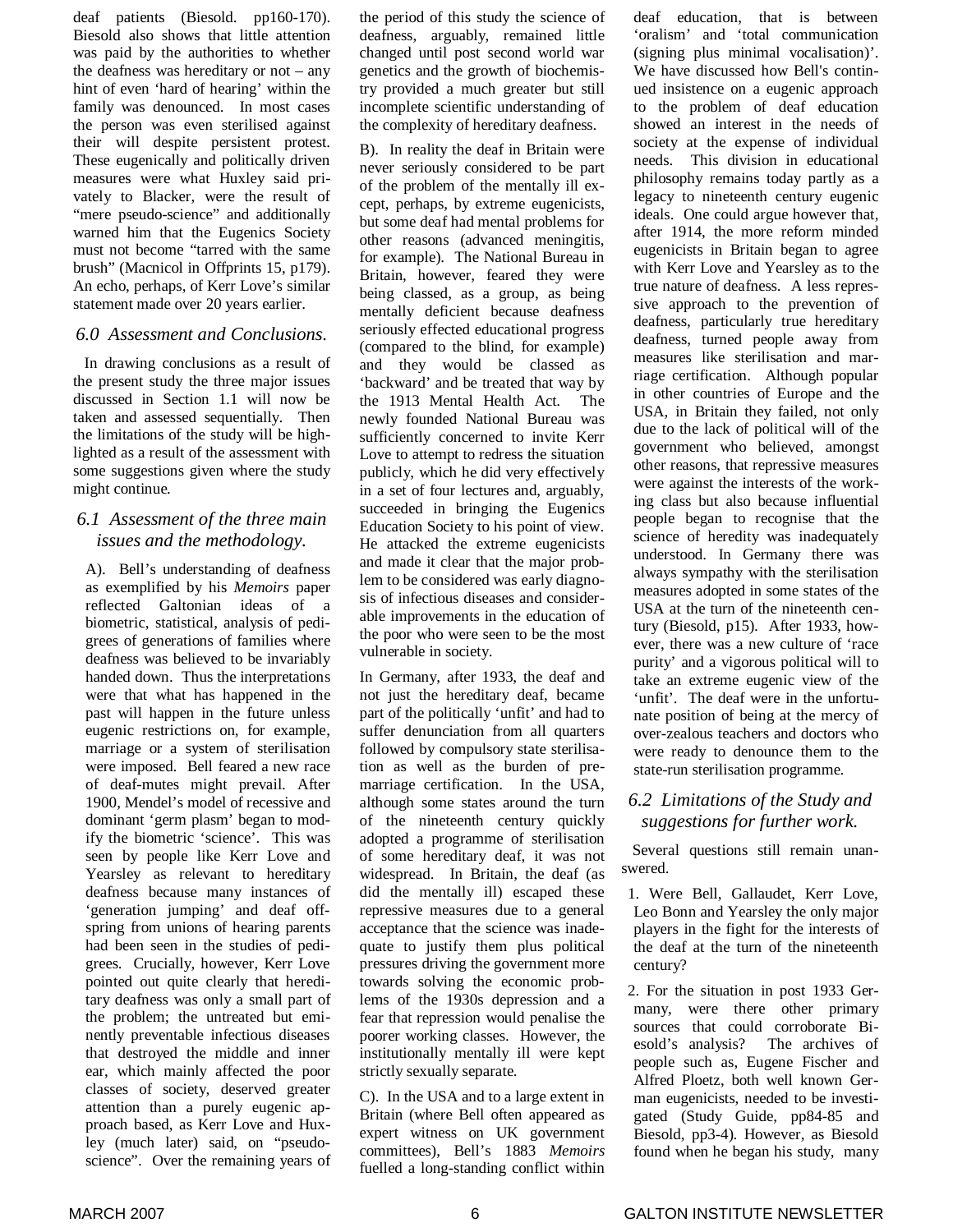deaf patients (Biesold. pp160-170). Biesold also shows that little attention was paid by the authorities to whether the deafness was hereditary or not – any hint of even 'hard of hearing' within the family was denounced. In most cases the person was even sterilised against their will despite persistent protest. These eugenically and politically driven measures were what Huxley said privately to Blacker, were the result of "mere pseudo-science" and additionally warned him that the Eugenics Society must not become "tarred with the same brush" (Macnicol in Offprints 15, p179). An echo, perhaps, of Kerr Love's similar statement made over 20 years earlier.

## *6.0 Assessment and Conclusions.*

In drawing conclusions as a result of the present study the three major issues discussed in Section 1.1 will now be taken and assessed sequentially. Then the limitations of the study will be highlighted as a result of the assessment with some suggestions given where the study might continue.

### *6.1 Assessment of the three main issues and the methodology.*

A). Bell's understanding of deafness as exemplified by his *Memoirs* paper reflected Galtonian ideas of a biometric, statistical, analysis of pedigrees of generations of families where deafness was believed to be invariably handed down. Thus the interpretations were that what has happened in the past will happen in the future unless eugenic restrictions on, for example, marriage or a system of sterilisation were imposed. Bell feared a new race of deaf-mutes might prevail. After 1900, Mendel's model of recessive and dominant 'germ plasm' began to modify the biometric 'science'. This was seen by people like Kerr Love and Yearsley as relevant to hereditary deafness because many instances of 'generation jumping' and deaf offspring from unions of hearing parents had been seen in the studies of pedigrees. Crucially, however, Kerr Love pointed out quite clearly that hereditary deafness was only a small part of the problem; the untreated but eminently preventable infectious diseases that destroyed the middle and inner ear, which mainly affected the poor classes of society, deserved greater attention than a purely eugenic approach based, as Kerr Love and Huxley (much later) said, on "pseudo-science". Over the remaining years of the period of this study the science of deafness, arguably, remained little changed until post second world war genetics and the growth of biochemistry provided a much greater but still incomplete scientific understanding of the complexity of hereditary deafness.

B). In reality the deaf in Britain were never seriously considered to be part of the problem of the mentally ill except, perhaps, by extreme eugenicists, but some deaf had mental problems for other reasons (advanced meningitis, for example). The National Bureau in Britain, however, feared they were being classed, as a group, as being mentally deficient because deafness seriously effected educational progress (compared to the blind, for example) and they would be classed as 'backward' and be treated that way by the 1913 Mental Health Act. The newly founded National Bureau was sufficiently concerned to invite Kerr Love to attempt to redress the situation publicly, which he did very effectively in a set of four lectures and, arguably, succeeded in bringing the Eugenics Education Society to his point of view. He attacked the extreme eugenicists and made it clear that the major problem to be considered was early diagnosis of infectious diseases and considerable improvements in the education of the poor who were seen to be the most vulnerable in society.

In Germany, after 1933, the deaf and not just the hereditary deaf, became part of the politically 'unfit' and had to suffer denunciation from all quarters followed by compulsory state sterilisation as well as the burden of pre-marriage certification. In the USA, although some states around the turn of the nineteenth century quickly adopted a programme of sterilisation of some hereditary deaf, it was not widespread. In Britain, the deaf (as did the mentally ill) escaped these repressive measures due to a general acceptance that the science was inadequate to justify them plus political pressures driving the government more towards solving the economic problems of the 1930s depression and a fear that repression would penalise the poorer working classes. However, the institutionally mentally ill were kept strictly sexually separate.

C). In the USA and to a large extent in Britain (where Bell often appeared as expert witness on UK government committees), Bell's 1883 *Memoirs* fuelled a long-standing conflict within deaf education, that is between 'oralism' and 'total communication (signing plus minimal vocalisation)'. We have discussed how Bell's continued insistence on a eugenic approach to the problem of deaf education showed an interest in the needs of society at the expense of individual needs. This division in educational philosophy remains today partly as a legacy to nineteenth century eugenic ideals. One could argue however that, after 1914, the more reform minded eugenicists in Britain began to agree with Kerr Love and Yearsley as to the true nature of deafness. A less repressive approach to the prevention of deafness, particularly true hereditary deafness, turned people away from measures like sterilisation and marriage certification. Although popular in other countries of Europe and the USA, in Britain they failed, not only due to the lack of political will of the government who believed, amongst other reasons, that repressive measures were against the interests of the working class but also because influential people began to recognise that the science of heredity was inadequately understood. In Germany there was always sympathy with the sterilisation measures adopted in some states of the USA at the turn of the nineteenth century (Biesold, p15). After 1933, however, there was a new culture of 'race purity' and a vigorous political will to take an extreme eugenic view of the 'unfit'. The deaf were in the unfortunate position of being at the mercy of over-zealous teachers and doctors who were ready to denounce them to the state-run sterilisation programme.

### *6.2 Limitations of the Study and suggestions for further work.*

Several questions still remain unanswered.

1. Were Bell, Gallaudet, Kerr Love, Leo Bonn and Yearsley the only major players in the fight for the interests of the deaf at the turn of the nineteenth century?
2. For the situation in post 1933 Germany, were there other primary sources that could corroborate Biesold's analysis? The archives of people such as, Eugene Fischer and Alfred Ploetz, both well known German eugenicists, needed to be investigated (Study Guide, pp84-85 and Biesold, pp3-4). However, as Biesold found when he began his study, many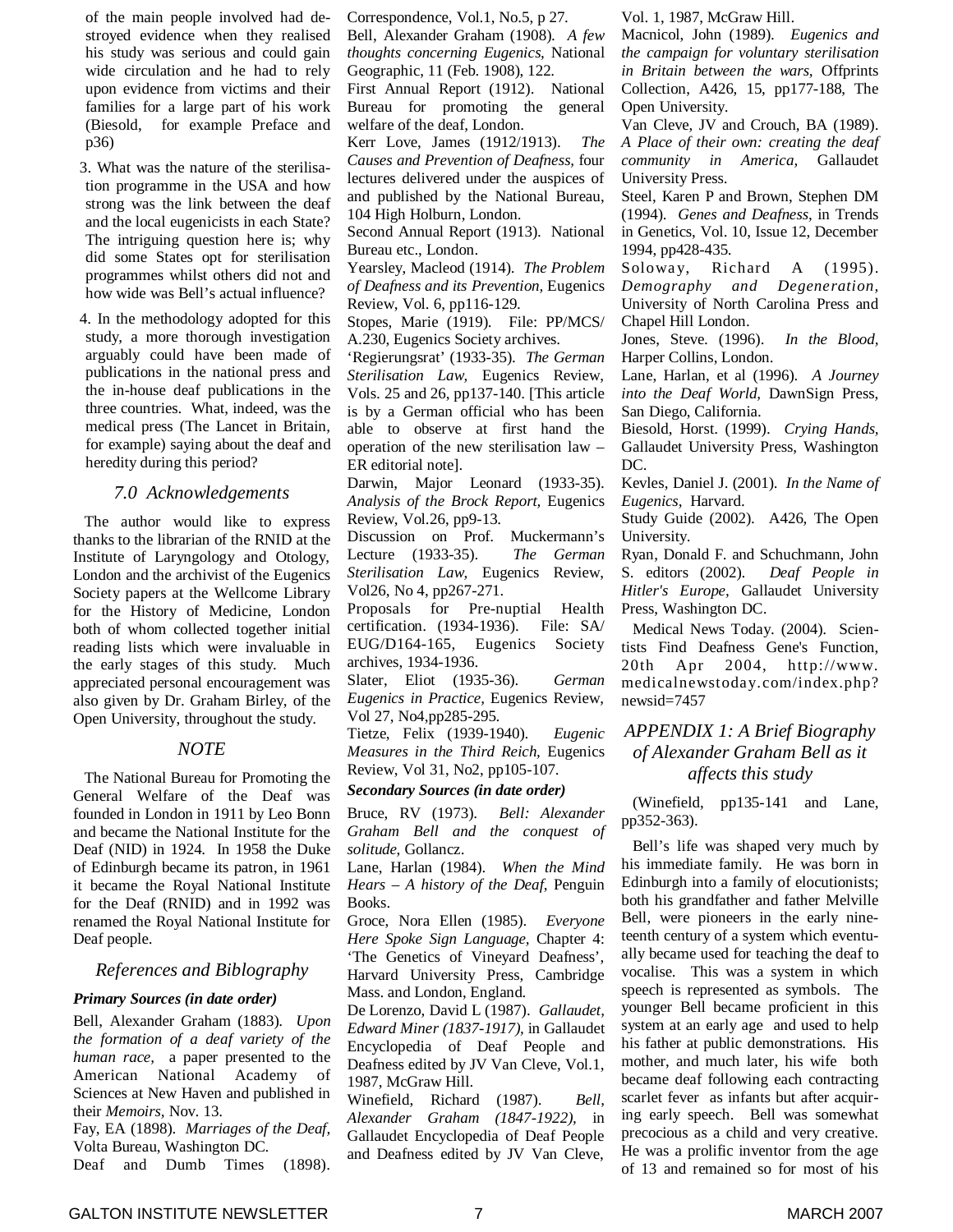of the main people involved had destroyed evidence when they realised his study was serious and could gain wide circulation and he had to rely upon evidence from victims and their families for a large part of his work (Biesold, for example Preface and p36)

3. What was the nature of the sterilisation programme in the USA and how strong was the link between the deaf and the local eugenicists in each State? The intriguing question here is; why did some States opt for sterilisation programmes whilst others did not and how wide was Bell's actual influence?

4. In the methodology adopted for this study, a more thorough investigation arguably could have been made of publications in the national press and the in-house deaf publications in the three countries. What, indeed, was the medical press (The Lancet in Britain, for example) saying about the deaf and heredity during this period?

## 7.0 Acknowledgements

The author would like to express thanks to the librarian of the RNID at the Institute of Laryngology and Otology, London and the archivist of the Eugenics Society papers at the Wellcome Library for the History of Medicine, London both of whom collected together initial reading lists which were invaluable in the early stages of this study. Much appreciated personal encouragement was also given by Dr. Graham Birley, of the Open University, throughout the study.

## NOTE

The National Bureau for Promoting the General Welfare of the Deaf was founded in London in 1911 by Leo Bonn and became the National Institute for the Deaf (NID) in 1924. In 1958 the Duke of Edinburgh became its patron, in 1961 it became the Royal National Institute for the Deaf (RNID) and in 1992 was renamed the Royal National Institute for Deaf people.

## References and Biblography

### Primary Sources (in date order)

Bell, Alexander Graham (1883). *Upon the formation of a deaf variety of the human race,* a paper presented to the American National Academy of Sciences at New Haven and published in their *Memoirs,* Nov. 13.

Fay, EA (1898). *Marriages of the Deaf,* Volta Bureau, Washington DC.

Deaf and Dumb Times (1898). Correspondence, Vol.1, No.5, p 27.

Bell, Alexander Graham (1908). *A few thoughts concerning Eugenics,* National Geographic, 11 (Feb. 1908), 122.

First Annual Report (1912). National Bureau for promoting the general welfare of the deaf, London.

Kerr Love, James (1912/1913). *The Causes and Prevention of Deafness,* four lectures delivered under the auspices of and published by the National Bureau, 104 High Holburn, London.

Second Annual Report (1913). National Bureau etc., London.

Yearsley, Macleod (1914). *The Problem of Deafness and its Prevention,* Eugenics Review, Vol. 6, pp116-129.

Stopes, Marie (1919). File: PP/MCS/A.230, Eugenics Society archives.

'Regierungsrat' (1933-35). *The German Sterilisation Law,* Eugenics Review, Vols. 25 and 26, pp137-140. [This article is by a German official who has been able to observe at first hand the operation of the new sterilisation law – ER editorial note].

Darwin, Major Leonard (1933-35). *Analysis of the Brock Report,* Eugenics Review, Vol.26, pp9-13.

Discussion on Prof. Muckermann's Lecture (1933-35). *The German Sterilisation Law,* Eugenics Review, Vol26, No 4, pp267-271.

Proposals for Pre-nuptial Health certification. (1934-1936). File: SA/EUG/D164-165, Eugenics Society archives, 1934-1936.

Slater, Eliot (1935-36). *German Eugenics in Practice,* Eugenics Review, Vol 27, No4,pp285-295.

Tietze, Felix (1939-1940). *Eugenic Measures in the Third Reich,* Eugenics Review, Vol 31, No2, pp105-107.

### Secondary Sources (in date order)

Bruce, RV (1973). *Bell: Alexander Graham Bell and the conquest of solitude,* Gollancz.

Lane, Harlan (1984). *When the Mind Hears – A history of the Deaf,* Penguin Books.

Groce, Nora Ellen (1985). *Everyone Here Spoke Sign Language,* Chapter 4: 'The Genetics of Vineyard Deafness', Harvard University Press, Cambridge Mass. and London, England.

De Lorenzo, David L (1987). *Gallaudet, Edward Miner (1837-1917),* in Gallaudet Encyclopedia of Deaf People and Deafness edited by JV Van Cleve, Vol.1, 1987, McGraw Hill.

Winefield, Richard (1987). *Bell, Alexander Graham (1847-1922),* in Gallaudet Encyclopedia of Deaf People and Deafness edited by JV Van Cleve, Vol. 1, 1987, McGraw Hill.

Macnicol, John (1989). *Eugenics and the campaign for voluntary sterilisation in Britain between the wars,* Offprints Collection, A426, 15, pp177-188, The Open University.

Van Cleve, JV and Crouch, BA (1989). *A Place of their own: creating the deaf community in America,* Gallaudet University Press.

Steel, Karen P and Brown, Stephen DM (1994). *Genes and Deafness,* in Trends in Genetics, Vol. 10, Issue 12, December 1994, pp428-435.

Soloway, Richard A (1995). *Demography and Degeneration,* University of North Carolina Press and Chapel Hill London.

Jones, Steve. (1996). *In the Blood,* Harper Collins, London.

Lane, Harlan, et al (1996). *A Journey into the Deaf World,* DawnSign Press, San Diego, California.

Biesold, Horst. (1999). *Crying Hands,* Gallaudet University Press, Washington DC.

Kevles, Daniel J. (2001). *In the Name of Eugenics,* Harvard.

Study Guide (2002). A426, The Open University.

Ryan, Donald F. and Schuchmann, John S. editors (2002). *Deaf People in Hitler's Europe,* Gallaudet University Press, Washington DC.

Medical News Today. (2004). Scientists Find Deafness Gene's Function, 20th Apr 2004, http://www.medicalnewstoday.com/index.php?newsid=7457

## APPENDIX 1: A Brief Biography of Alexander Graham Bell as it affects this study

(Winefield, pp135-141 and Lane, pp352-363).

Bell's life was shaped very much by his immediate family. He was born in Edinburgh into a family of elocutionists; both his grandfather and father Melville Bell, were pioneers in the early nineteenth century of a system which eventually became used for teaching the deaf to vocalise. This was a system in which speech is represented as symbols. The younger Bell became proficient in this system at an early age and used to help his father at public demonstrations. His mother, and much later, his wife both became deaf following each contracting scarlet fever as infants but after acquiring early speech. Bell was somewhat precocious as a child and very creative. He was a prolific inventor from the age of 13 and remained so for most of his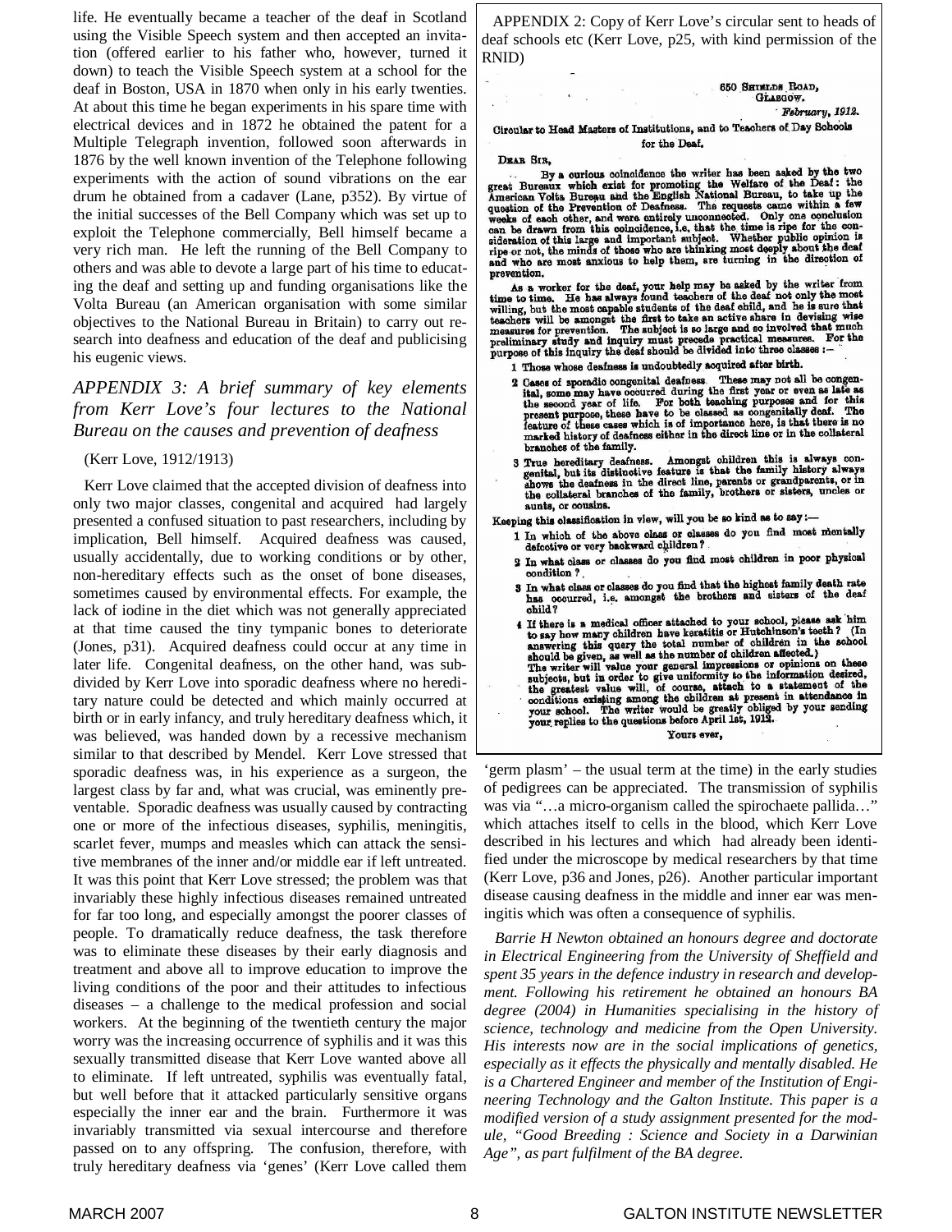life. He eventually became a teacher of the deaf in Scotland using the Visible Speech system and then accepted an invitation (offered earlier to his father who, however, turned it down) to teach the Visible Speech system at a school for the deaf in Boston, USA in 1870 when only in his early twenties. At about this time he began experiments in his spare time with electrical devices and in 1872 he obtained the patent for a Multiple Telegraph invention, followed soon afterwards in 1876 by the well known invention of the Telephone following experiments with the action of sound vibrations on the ear drum he obtained from a cadaver (Lane, p352). By virtue of the initial successes of the Bell Company which was set up to exploit the Telephone commercially, Bell himself became a very rich man. He left the running of the Bell Company to others and was able to devote a large part of his time to educating the deaf and setting up and funding organisations like the Volta Bureau (an American organisation with some similar objectives to the National Bureau in Britain) to carry out research into deafness and education of the deaf and publicising his eugenic views.

## *APPENDIX 3: A brief summary of key elements from Kerr Love's four lectures to the National Bureau on the causes and prevention of deafness*

(Kerr Love, 1912/1913)

Kerr Love claimed that the accepted division of deafness into only two major classes, congenital and acquired had largely presented a confused situation to past researchers, including by implication, Bell himself. Acquired deafness was caused, usually accidentally, due to working conditions or by other, non-hereditary effects such as the onset of bone diseases, sometimes caused by environmental effects. For example, the lack of iodine in the diet which was not generally appreciated at that time caused the tiny tympanic bones to deteriorate (Jones, p31). Acquired deafness could occur at any time in later life. Congenital deafness, on the other hand, was subdivided by Kerr Love into sporadic deafness where no hereditary nature could be detected and which mainly occurred at birth or in early infancy, and truly hereditary deafness which, it was believed, was handed down by a recessive mechanism similar to that described by Mendel. Kerr Love stressed that sporadic deafness was, in his experience as a surgeon, the largest class by far and, what was crucial, was eminently preventable. Sporadic deafness was usually caused by contracting one or more of the infectious diseases, syphilis, meningitis, scarlet fever, mumps and measles which can attack the sensitive membranes of the inner and/or middle ear if left untreated. It was this point that Kerr Love stressed; the problem was that invariably these highly infectious diseases remained untreated for far too long, and especially amongst the poorer classes of people. To dramatically reduce deafness, the task therefore was to eliminate these diseases by their early diagnosis and treatment and above all to improve education to improve the living conditions of the poor and their attitudes to infectious diseases – a challenge to the medical profession and social workers. At the beginning of the twentieth century the major worry was the increasing occurrence of syphilis and it was this sexually transmitted disease that Kerr Love wanted above all to eliminate. If left untreated, syphilis was eventually fatal, but well before that it attacked particularly sensitive organs especially the inner ear and the brain. Furthermore it was invariably transmitted via sexual intercourse and therefore passed on to any offspring. The confusion, therefore, with truly hereditary deafness via 'genes' (Kerr Love called them

APPENDIX 2: Copy of Kerr Love's circular sent to heads of deaf schools etc (Kerr Love, p25, with kind permission of the RNID)

650 Shields Road,
Glasgow.
*February, 1912.*

Circular to Head Masters of Institutions, and to Teachers of Day Schools for the Deaf.

Dear Sir,

By a curious coincidence the writer has been asked by the two great Bureaux which exist for promoting the Welfare of the Deaf: the American Volta Bureau and the English National Bureau, to take up the question of the Prevention of Deafness. The requests came within a few weeks of each other, and were entirely unconnected. Only one conclusion can be drawn from this coincidence, i.e. that the time is ripe for the consideration of this large and important subject. Whether public opinion is ripe or not, the minds of those who are thinking most deeply about the deaf and who are most anxious to help them, are turning in the direction of prevention.

As a worker for the deaf, your help may be asked by the writer from time to time. He has always found teachers of the deaf not only the most willing, but the most capable students of the deaf child, and he is sure that teachers will be amongst the first to take an active share in devising wise measures for prevention. The subject is so large and so involved that much preliminary study and inquiry must precede practical measures. For the purpose of this inquiry the deaf should be divided into three classes :—

1 Those whose deafness is undoubtedly acquired after birth.
2 Cases of sporadic congenital deafness. These may not all be congenital, some may have occurred during the first year or even as late as the second year of life. For both teaching purposes and for this present purpose, these have to be classed as congenitally deaf. The feature of these cases which is of importance here, is that there is no marked history of deafness either in the direct line or in the collateral branches of the family.
3 True hereditary deafness. Amongst children this is always congenital, but its distinctive feature is that the family history always shows the deafness in the direct line, parents or grandparents, or in the collateral branches of the family, brothers or sisters, uncles or aunts, or cousins.

Keeping this classification in view, will you be so kind as to say :—

1 In which of the above class or classes do you find most mentally defective or very backward children?
2 In what class or classes do you find most children in poor physical condition?
3 In what class or classes do you find that the highest family death rate has occurred, i.e. amongst the brothers and sisters of the deaf child?
4 If there is a medical officer attached to your school, please ask him to say how many children have keratitis or Hutchinson's teeth? (In answering this query the total number of children in the school should be given, as well as the number of children affected.)
The writer will value your general impressions or opinions on these subjects, but in order to give uniformity to the information desired, the greatest value will, of course, attach to a statement of the conditions existing among the children at present in attendance in your school. The writer would be greatly obliged by your sending your replies to the questions before April 1st, 1912.

Yours ever,

'germ plasm' – the usual term at the time) in the early studies of pedigrees can be appreciated. The transmission of syphilis was via "…a micro-organism called the spirochaete pallida…" which attaches itself to cells in the blood, which Kerr Love described in his lectures and which had already been identified under the microscope by medical researchers by that time (Kerr Love, p36 and Jones, p26). Another particular important disease causing deafness in the middle and inner ear was meningitis which was often a consequence of syphilis.

*Barrie H Newton obtained an honours degree and doctorate in Electrical Engineering from the University of Sheffield and spent 35 years in the defence industry in research and development. Following his retirement he obtained an honours BA degree (2004) in Humanities specialising in the history of science, technology and medicine from the Open University. His interests now are in the social implications of genetics, especially as it effects the physically and mentally disabled. He is a Chartered Engineer and member of the Institution of Engineering Technology and the Galton Institute. This paper is a modified version of a study assignment presented for the module, "Good Breeding : Science and Society in a Darwinian Age", as part fulfilment of the BA degree.*